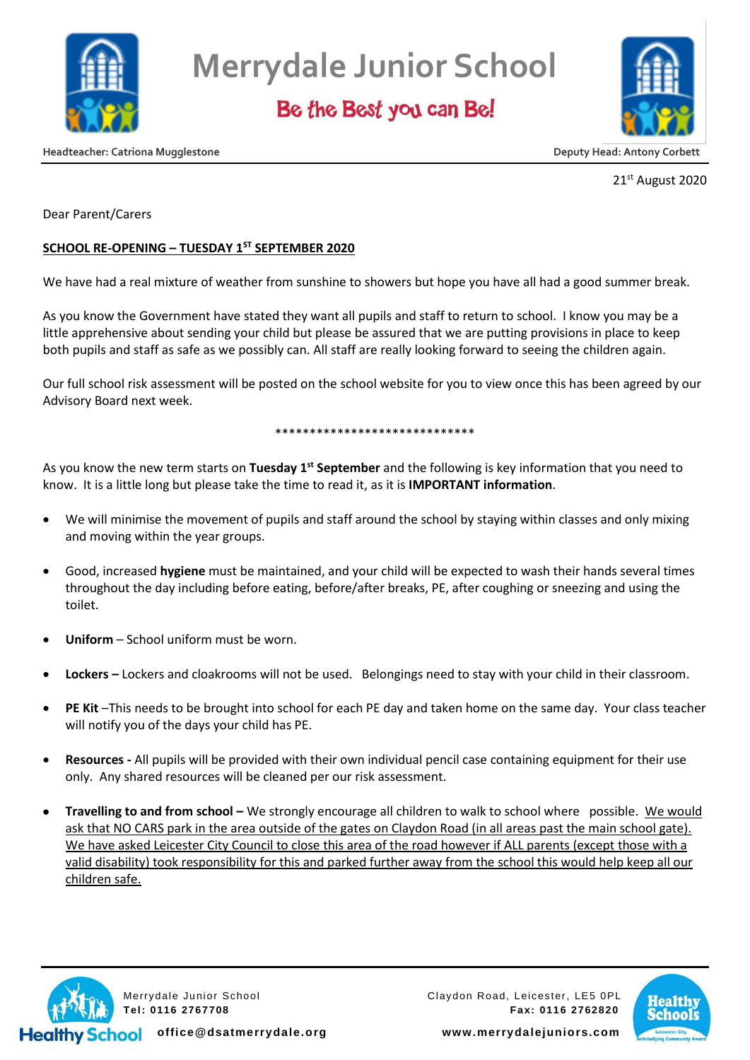# Merrydale Junior School

**Be the Best you can Be!**

Headteacher: Catriona Mugglestone

Deputy Head: Antony Corbett

21st August 2020

Dear Parent/Carers

**SCHOOL RE-OPENING – TUESDAY 1ST SEPTEMBER 2020**

We have had a real mixture of weather from sunshine to showers but hope you have all had a good summer break.

As you know the Government have stated they want all pupils and staff to return to school. I know you may be a little apprehensive about sending your child but please be assured that we are putting provisions in place to keep both pupils and staff as safe as we possibly can. All staff are really looking forward to seeing the children again.

Our full school risk assessment will be posted on the school website for you to view once this has been agreed by our Advisory Board next week.

*****************************

As you know the new term starts on **Tuesday 1st September** and the following is key information that you need to know. It is a little long but please take the time to read it, as it is **IMPORTANT information**.

- We will minimise the movement of pupils and staff around the school by staying within classes and only mixing and moving within the year groups.
- Good, increased **hygiene** must be maintained, and your child will be expected to wash their hands several times throughout the day including before eating, before/after breaks, PE, after coughing or sneezing and using the toilet.
- **Uniform** – School uniform must be worn.
- **Lockers –** Lockers and cloakrooms will not be used. Belongings need to stay with your child in their classroom.
- **PE Kit** –This needs to be brought into school for each PE day and taken home on the same day. Your class teacher will notify you of the days your child has PE.
- **Resources -** All pupils will be provided with their own individual pencil case containing equipment for their use only. Any shared resources will be cleaned per our risk assessment.
- **Travelling to and from school –** We strongly encourage all children to walk to school where possible. We would ask that NO CARS park in the area outside of the gates on Claydon Road (in all areas past the main school gate). We have asked Leicester City Council to close this area of the road however if ALL parents (except those with a valid disability) took responsibility for this and parked further away from the school this would help keep all our children safe.

Merrydale Junior School
Tel: 0116 2767708
office@dsatmerrydale.org

Claydon Road, Leicester, LE5 0PL
Fax: 0116 2762820
www.merrydalejuniors.com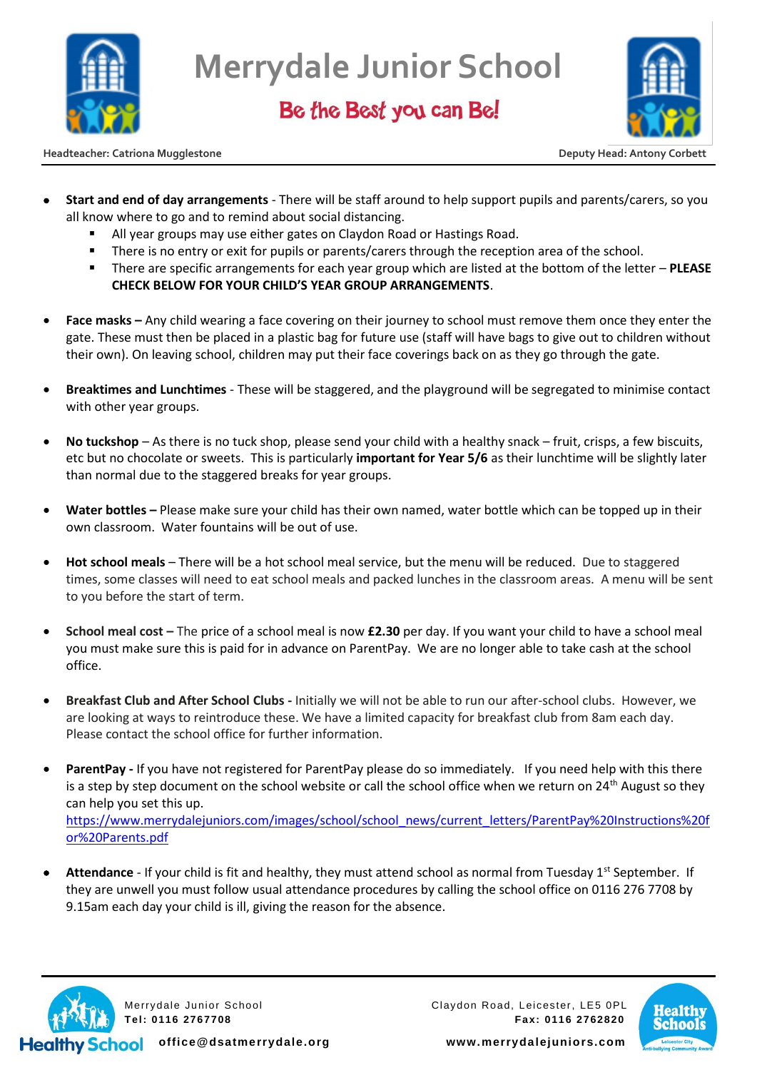- **Start and end of day arrangements** - There will be staff around to help support pupils and parents/carers, so you all know where to go and to remind about social distancing.
  - All year groups may use either gates on Claydon Road or Hastings Road.
  - There is no entry or exit for pupils or parents/carers through the reception area of the school.
  - There are specific arrangements for each year group which are listed at the bottom of the letter – **PLEASE CHECK BELOW FOR YOUR CHILD'S YEAR GROUP ARRANGEMENTS**.

- **Face masks –** Any child wearing a face covering on their journey to school must remove them once they enter the gate. These must then be placed in a plastic bag for future use (staff will have bags to give out to children without their own). On leaving school, children may put their face coverings back on as they go through the gate.

- **Breaktimes and Lunchtimes** - These will be staggered, and the playground will be segregated to minimise contact with other year groups.

- **No tuckshop** – As there is no tuck shop, please send your child with a healthy snack – fruit, crisps, a few biscuits, etc but no chocolate or sweets. This is particularly **important for Year 5/6** as their lunchtime will be slightly later than normal due to the staggered breaks for year groups.

- **Water bottles –** Please make sure your child has their own named, water bottle which can be topped up in their own classroom. Water fountains will be out of use.

- **Hot school meals** – There will be a hot school meal service, but the menu will be reduced. Due to staggered times, some classes will need to eat school meals and packed lunches in the classroom areas. A menu will be sent to you before the start of term.

- **School meal cost –** The price of a school meal is now **£2.30** per day. If you want your child to have a school meal you must make sure this is paid for in advance on ParentPay. We are no longer able to take cash at the school office.

- **Breakfast Club and After School Clubs -** Initially we will not be able to run our after-school clubs. However, we are looking at ways to reintroduce these. We have a limited capacity for breakfast club from 8am each day. Please contact the school office for further information.

- **ParentPay -** If you have not registered for ParentPay please do so immediately. If you need help with this there is a step by step document on the school website or call the school office when we return on 24th August so they can help you set this up.
  https://www.merrydalejuniors.com/images/school/school_news/current_letters/ParentPay%20Instructions%20for%20Parents.pdf

- **Attendance** - If your child is fit and healthy, they must attend school as normal from Tuesday 1st September. If they are unwell you must follow usual attendance procedures by calling the school office on 0116 276 7708 by 9.15am each day your child is ill, giving the reason for the absence.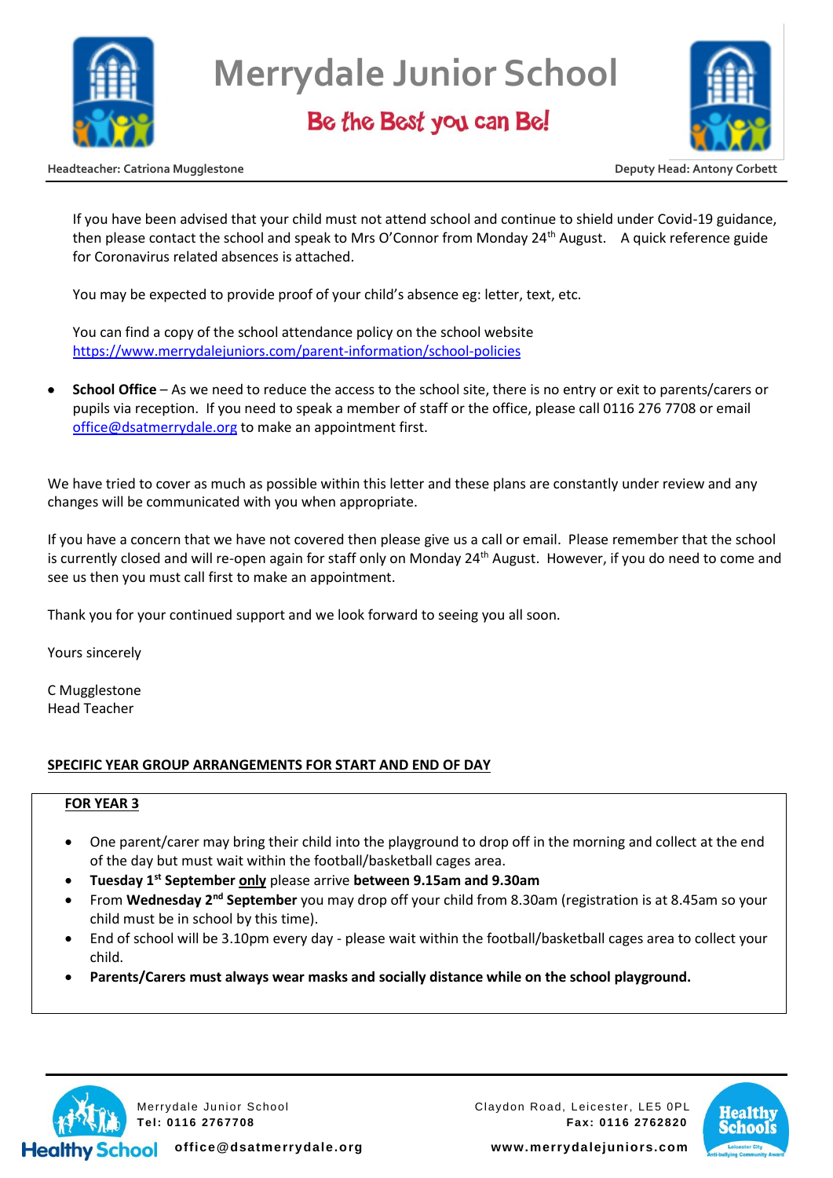If you have been advised that your child must not attend school and continue to shield under Covid-19 guidance, then please contact the school and speak to Mrs O'Connor from Monday 24th August. A quick reference guide for Coronavirus related absences is attached.

You may be expected to provide proof of your child's absence eg: letter, text, etc.

You can find a copy of the school attendance policy on the school website https://www.merrydalejuniors.com/parent-information/school-policies

- **School Office** – As we need to reduce the access to the school site, there is no entry or exit to parents/carers or pupils via reception. If you need to speak a member of staff or the office, please call 0116 276 7708 or email office@dsatmerrydale.org to make an appointment first.

We have tried to cover as much as possible within this letter and these plans are constantly under review and any changes will be communicated with you when appropriate.

If you have a concern that we have not covered then please give us a call or email. Please remember that the school is currently closed and will re-open again for staff only on Monday 24th August. However, if you do need to come and see us then you must call first to make an appointment.

Thank you for your continued support and we look forward to seeing you all soon.

Yours sincerely

C Mugglestone
Head Teacher

**SPECIFIC YEAR GROUP ARRANGEMENTS FOR START AND END OF DAY**

**FOR YEAR 3**

- One parent/carer may bring their child into the playground to drop off in the morning and collect at the end of the day but must wait within the football/basketball cages area.
- **Tuesday 1st September only** please arrive **between 9.15am and 9.30am**
- From **Wednesday 2nd September** you may drop off your child from 8.30am (registration is at 8.45am so your child must be in school by this time).
- End of school will be 3.10pm every day - please wait within the football/basketball cages area to collect your child.
- **Parents/Carers must always wear masks and socially distance while on the school playground.**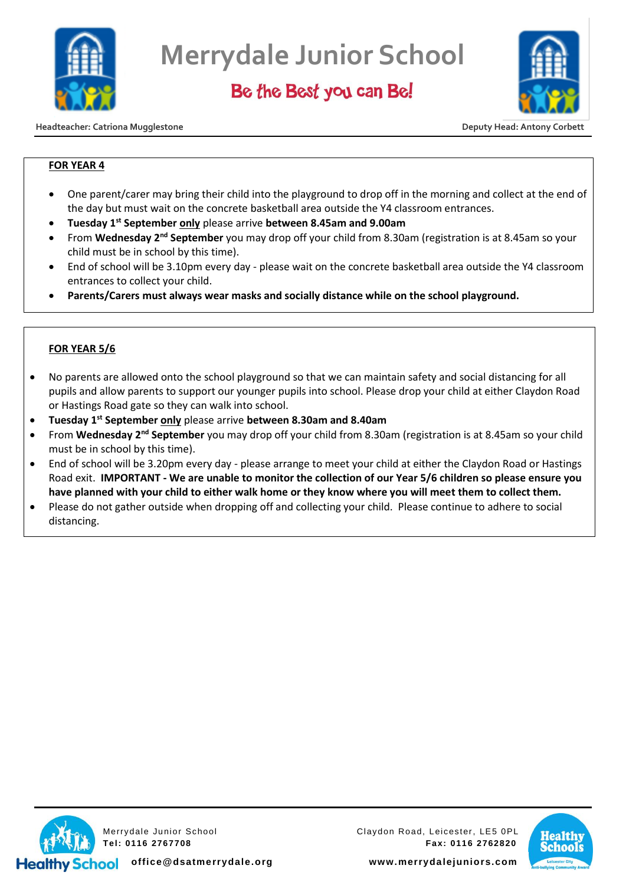# Merrydale Junior School

**Be the Best you can Be!**

**Headteacher: Catriona Mugglestone** **Deputy Head: Antony Corbett**

**FOR YEAR 4**

- One parent/carer may bring their child into the playground to drop off in the morning and collect at the end of the day but must wait on the concrete basketball area outside the Y4 classroom entrances.
- **Tuesday 1st September only** please arrive **between 8.45am and 9.00am**
- From **Wednesday 2nd September** you may drop off your child from 8.30am (registration is at 8.45am so your child must be in school by this time).
- End of school will be 3.10pm every day - please wait on the concrete basketball area outside the Y4 classroom entrances to collect your child.
- **Parents/Carers must always wear masks and socially distance while on the school playground.**

**FOR YEAR 5/6**

- No parents are allowed onto the school playground so that we can maintain safety and social distancing for all pupils and allow parents to support our younger pupils into school. Please drop your child at either Claydon Road or Hastings Road gate so they can walk into school.
- **Tuesday 1st September only** please arrive **between 8.30am and 8.40am**
- From **Wednesday 2nd September** you may drop off your child from 8.30am (registration is at 8.45am so your child must be in school by this time).
- End of school will be 3.20pm every day - please arrange to meet your child at either the Claydon Road or Hastings Road exit. **IMPORTANT - We are unable to monitor the collection of our Year 5/6 children so please ensure you have planned with your child to either walk home or they know where you will meet them to collect them.**
- Please do not gather outside when dropping off and collecting your child. Please continue to adhere to social distancing.

Merrydale Junior School
**Tel: 0116 2767708**
**office@dsatmerrydale.org**

Claydon Road, Leicester, LE5 0PL
**Fax: 0116 2762820**
**www.merrydalejuniors.com**